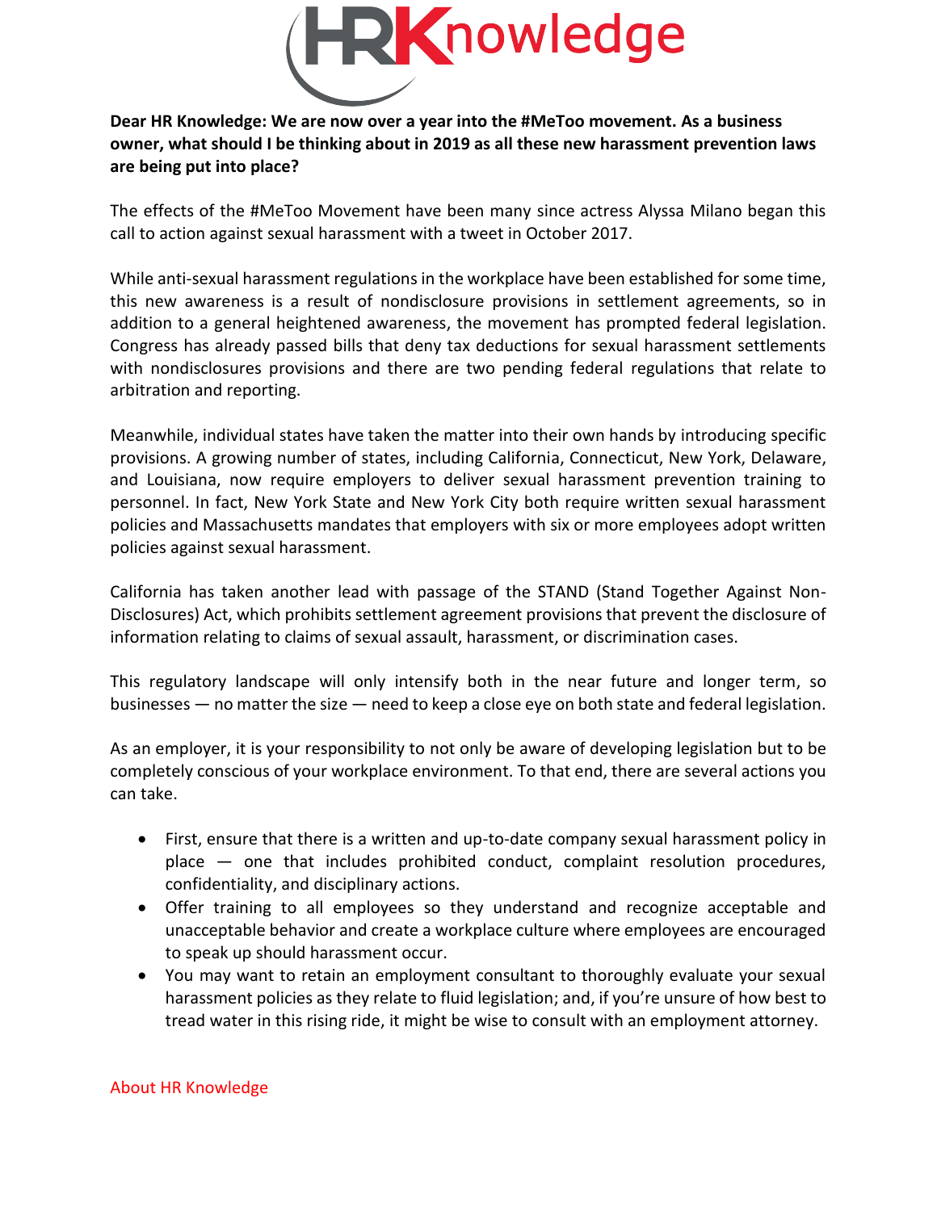**Dear HR Knowledge: We are now over a year into the #MeToo movement. As a business owner, what should I be thinking about in 2019 as all these new harassment prevention laws are being put into place?**

The effects of the #MeToo Movement have been many since actress Alyssa Milano began this call to action against sexual harassment with a tweet in October 2017.

While anti-sexual harassment regulations in the workplace have been established for some time, this new awareness is a result of nondisclosure provisions in settlement agreements, so in addition to a general heightened awareness, the movement has prompted federal legislation. Congress has already passed bills that deny tax deductions for sexual harassment settlements with nondisclosures provisions and there are two pending federal regulations that relate to arbitration and reporting.

Meanwhile, individual states have taken the matter into their own hands by introducing specific provisions. A growing number of states, including California, Connecticut, New York, Delaware, and Louisiana, now require employers to deliver sexual harassment prevention training to personnel. In fact, New York State and New York City both require written sexual harassment policies and Massachusetts mandates that employers with six or more employees adopt written policies against sexual harassment.

California has taken another lead with passage of the STAND (Stand Together Against Non-Disclosures) Act, which prohibits settlement agreement provisions that prevent the disclosure of information relating to claims of sexual assault, harassment, or discrimination cases.

This regulatory landscape will only intensify both in the near future and longer term, so businesses — no matter the size — need to keep a close eye on both state and federal legislation.

As an employer, it is your responsibility to not only be aware of developing legislation but to be completely conscious of your workplace environment. To that end, there are several actions you can take.

- First, ensure that there is a written and up-to-date company sexual harassment policy in place — one that includes prohibited conduct, complaint resolution procedures, confidentiality, and disciplinary actions.
- Offer training to all employees so they understand and recognize acceptable and unacceptable behavior and create a workplace culture where employees are encouraged to speak up should harassment occur.
- You may want to retain an employment consultant to thoroughly evaluate your sexual harassment policies as they relate to fluid legislation; and, if you're unsure of how best to tread water in this rising ride, it might be wise to consult with an employment attorney.

About HR Knowledge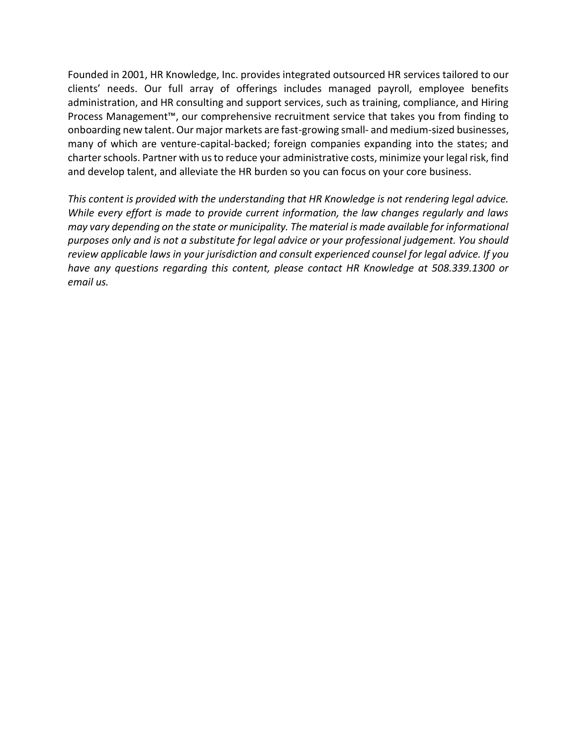Founded in 2001, HR Knowledge, Inc. provides integrated outsourced HR services tailored to our clients' needs. Our full array of offerings includes managed payroll, employee benefits administration, and HR consulting and support services, such as training, compliance, and Hiring Process Management™, our comprehensive recruitment service that takes you from finding to onboarding new talent. Our major markets are fast-growing small- and medium-sized businesses, many of which are venture-capital-backed; foreign companies expanding into the states; and charter schools. Partner with us to reduce your administrative costs, minimize your legal risk, find and develop talent, and alleviate the HR burden so you can focus on your core business.

*This content is provided with the understanding that HR Knowledge is not rendering legal advice. While every effort is made to provide current information, the law changes regularly and laws may vary depending on the state or municipality. The material is made available for informational purposes only and is not a substitute for legal advice or your professional judgement. You should review applicable laws in your jurisdiction and consult experienced counsel for legal advice. If you have any questions regarding this content, please contact HR Knowledge at 508.339.1300 or email us.*